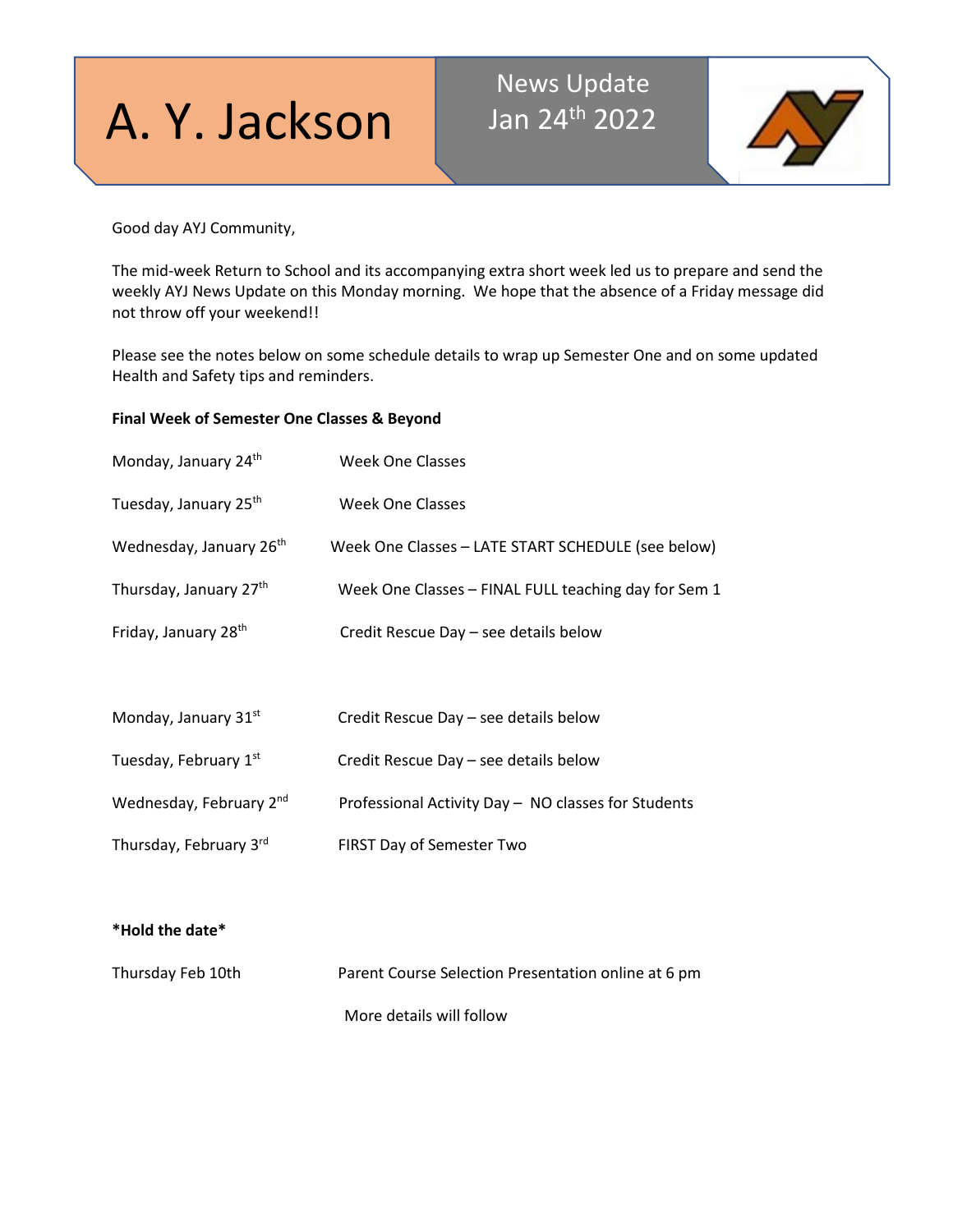# A. Y. Jackson

## News Update Jan 24th 2022

Good day AYJ Community,

The mid-week Return to School and its accompanying extra short week led us to prepare and send the weekly AYJ News Update on this Monday morning. We hope that the absence of a Friday message did not throw off your weekend!!

Please see the notes below on some schedule details to wrap up Semester One and on some updated Health and Safety tips and reminders.

**Final Week of Semester One Classes & Beyond**

| | |
|---|---|
| Monday, January 24th | Week One Classes |
| Tuesday, January 25th | Week One Classes |
| Wednesday, January 26th | Week One Classes – LATE START SCHEDULE (see below) |
| Thursday, January 27th | Week One Classes – FINAL FULL teaching day for Sem 1 |
| Friday, January 28th | Credit Rescue Day – see details below |
| | |
| Monday, January 31st | Credit Rescue Day – see details below |
| Tuesday, February 1st | Credit Rescue Day – see details below |
| Wednesday, February 2nd | Professional Activity Day – NO classes for Students |
| Thursday, February 3rd | FIRST Day of Semester Two |

**\*Hold the date\***

| | |
|---|---|
| Thursday Feb 10th | Parent Course Selection Presentation online at 6 pm |
| | More details will follow |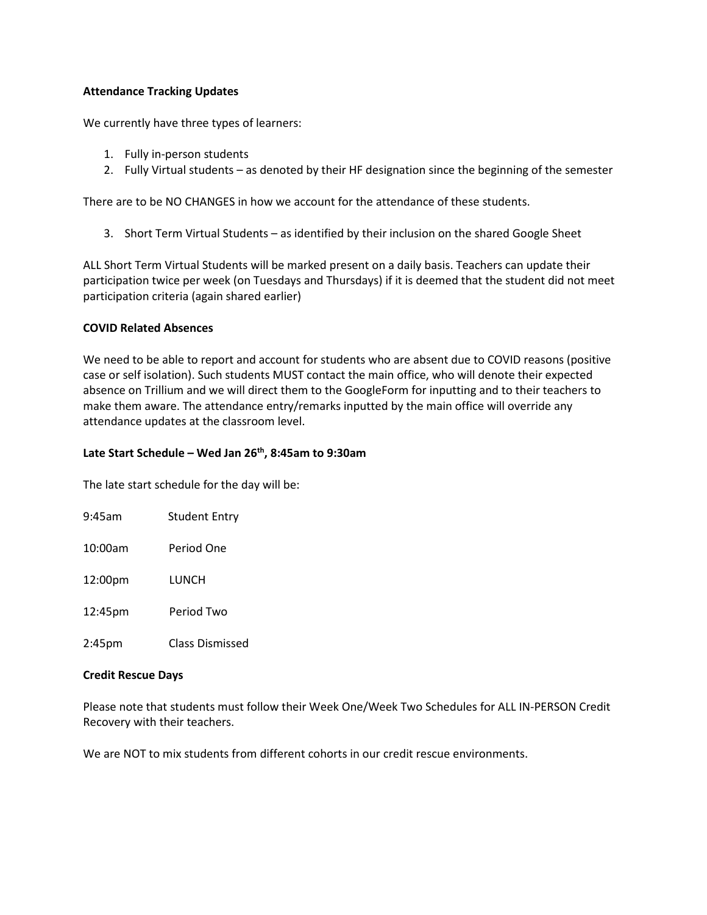**Attendance Tracking Updates**

We currently have three types of learners:

1. Fully in-person students
2. Fully Virtual students – as denoted by their HF designation since the beginning of the semester

There are to be NO CHANGES in how we account for the attendance of these students.

3. Short Term Virtual Students – as identified by their inclusion on the shared Google Sheet

ALL Short Term Virtual Students will be marked present on a daily basis. Teachers can update their participation twice per week (on Tuesdays and Thursdays) if it is deemed that the student did not meet participation criteria (again shared earlier)

**COVID Related Absences**

We need to be able to report and account for students who are absent due to COVID reasons (positive case or self isolation). Such students MUST contact the main office, who will denote their expected absence on Trillium and we will direct them to the GoogleForm for inputting and to their teachers to make them aware. The attendance entry/remarks inputted by the main office will override any attendance updates at the classroom level.

**Late Start Schedule – Wed Jan 26th, 8:45am to 9:30am**

The late start schedule for the day will be:

| | |
|---|---|
| 9:45am | Student Entry |
| 10:00am | Period One |
| 12:00pm | LUNCH |
| 12:45pm | Period Two |
| 2:45pm | Class Dismissed |

**Credit Rescue Days**

Please note that students must follow their Week One/Week Two Schedules for ALL IN-PERSON Credit Recovery with their teachers.

We are NOT to mix students from different cohorts in our credit rescue environments.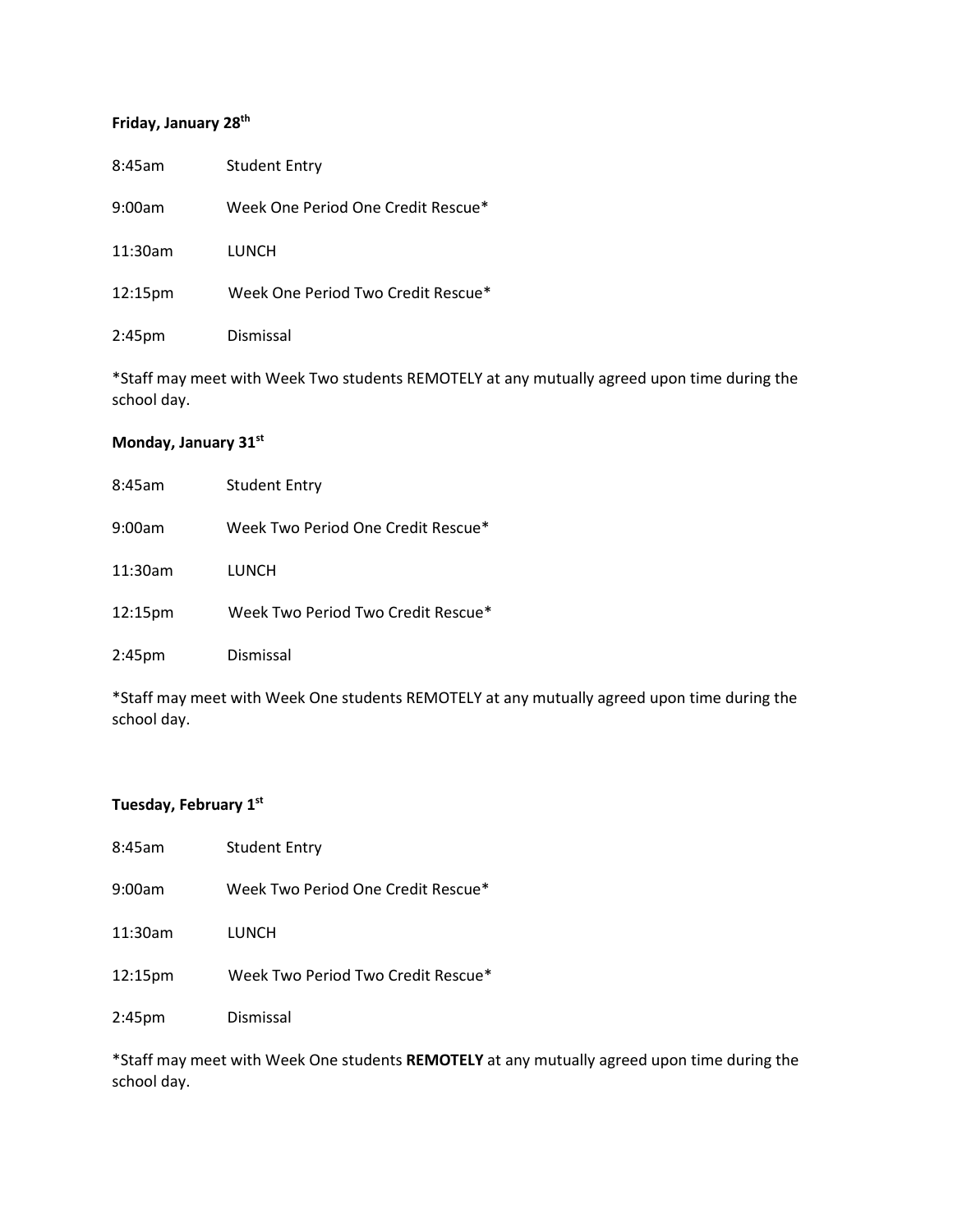**Friday, January 28th**

| | |
|---|---|
| 8:45am | Student Entry |
| 9:00am | Week One Period One Credit Rescue* |
| 11:30am | LUNCH |
| 12:15pm | Week One Period Two Credit Rescue* |
| 2:45pm | Dismissal |

*Staff may meet with Week Two students REMOTELY at any mutually agreed upon time during the school day.

**Monday, January 31st**

| | |
|---|---|
| 8:45am | Student Entry |
| 9:00am | Week Two Period One Credit Rescue* |
| 11:30am | LUNCH |
| 12:15pm | Week Two Period Two Credit Rescue* |
| 2:45pm | Dismissal |

*Staff may meet with Week One students REMOTELY at any mutually agreed upon time during the school day.

**Tuesday, February 1st**

| | |
|---|---|
| 8:45am | Student Entry |
| 9:00am | Week Two Period One Credit Rescue* |
| 11:30am | LUNCH |
| 12:15pm | Week Two Period Two Credit Rescue* |
| 2:45pm | Dismissal |

*Staff may meet with Week One students **REMOTELY** at any mutually agreed upon time during the school day.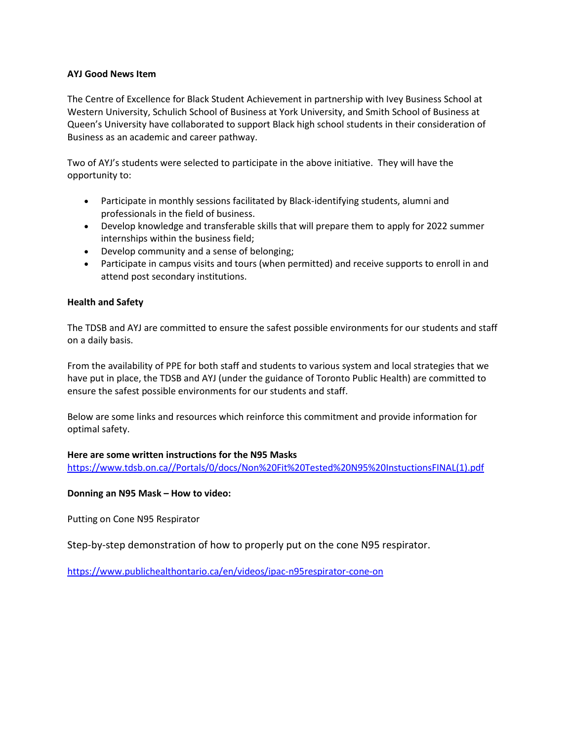**AYJ Good News Item**

The Centre of Excellence for Black Student Achievement in partnership with Ivey Business School at Western University, Schulich School of Business at York University, and Smith School of Business at Queen's University have collaborated to support Black high school students in their consideration of Business as an academic and career pathway.

Two of AYJ's students were selected to participate in the above initiative. They will have the opportunity to:

- Participate in monthly sessions facilitated by Black-identifying students, alumni and professionals in the field of business.
- Develop knowledge and transferable skills that will prepare them to apply for 2022 summer internships within the business field;
- Develop community and a sense of belonging;
- Participate in campus visits and tours (when permitted) and receive supports to enroll in and attend post secondary institutions.

**Health and Safety**

The TDSB and AYJ are committed to ensure the safest possible environments for our students and staff on a daily basis.

From the availability of PPE for both staff and students to various system and local strategies that we have put in place, the TDSB and AYJ (under the guidance of Toronto Public Health) are committed to ensure the safest possible environments for our students and staff.

Below are some links and resources which reinforce this commitment and provide information for optimal safety.

**Here are some written instructions for the N95 Masks**
https://www.tdsb.on.ca//Portals/0/docs/Non%20Fit%20Tested%20N95%20InstuctionsFINAL(1).pdf

**Donning an N95 Mask – How to video:**

Putting on Cone N95 Respirator

Step-by-step demonstration of how to properly put on the cone N95 respirator.

https://www.publichealthontario.ca/en/videos/ipac-n95respirator-cone-on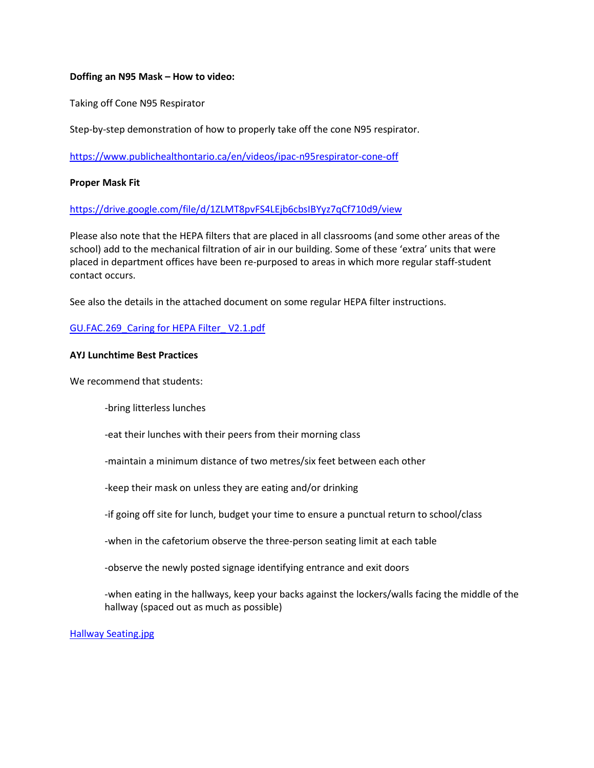**Doffing an N95 Mask – How to video:**

Taking off Cone N95 Respirator

Step-by-step demonstration of how to properly take off the cone N95 respirator.

https://www.publichealthontario.ca/en/videos/ipac-n95respirator-cone-off

**Proper Mask Fit**

https://drive.google.com/file/d/1ZLMT8pvFS4LEjb6cbsIBYyz7qCf710d9/view

Please also note that the HEPA filters that are placed in all classrooms (and some other areas of the school) add to the mechanical filtration of air in our building. Some of these 'extra' units that were placed in department offices have been re-purposed to areas in which more regular staff-student contact occurs.

See also the details in the attached document on some regular HEPA filter instructions.

GU.FAC.269_Caring for HEPA Filter_ V2.1.pdf

**AYJ Lunchtime Best Practices**

We recommend that students:

- bring litterless lunches
- eat their lunches with their peers from their morning class
- maintain a minimum distance of two metres/six feet between each other
- keep their mask on unless they are eating and/or drinking
- if going off site for lunch, budget your time to ensure a punctual return to school/class
- when in the cafetorium observe the three-person seating limit at each table
- observe the newly posted signage identifying entrance and exit doors
- when eating in the hallways, keep your backs against the lockers/walls facing the middle of the hallway (spaced out as much as possible)

Hallway Seating.jpg